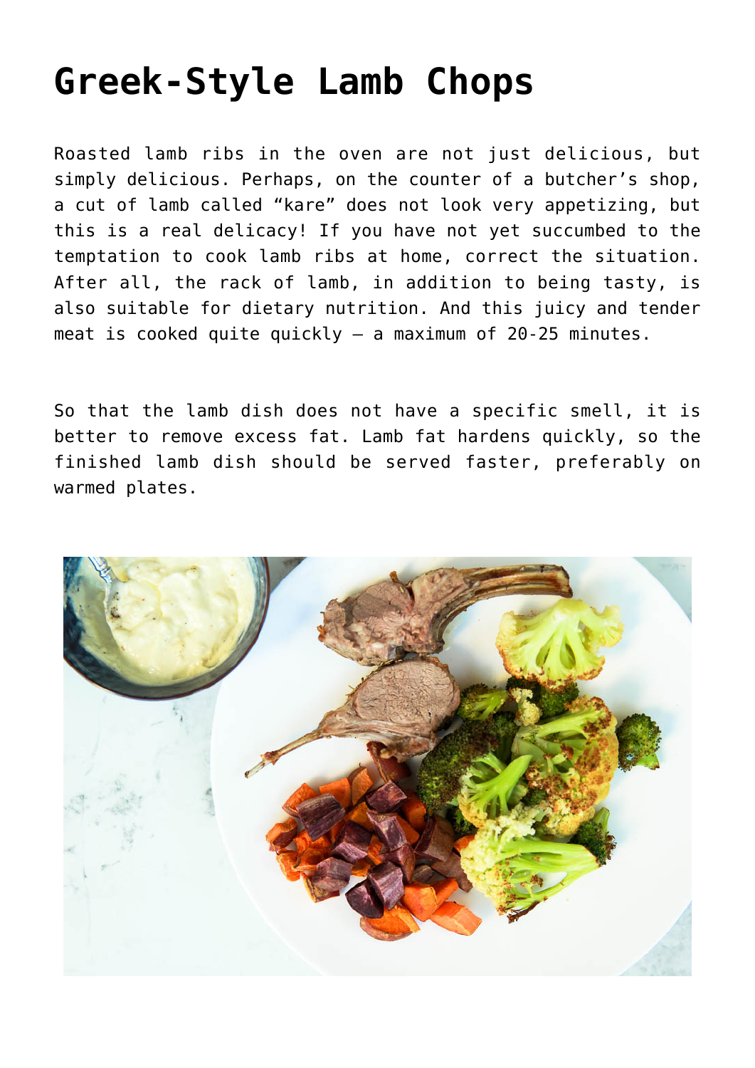# Greek-Style Lamb Chops

Roasted lamb ribs in the oven are not just delicious, but simply delicious. Perhaps, on the counter of a butcher's shop, a cut of lamb called "kare" does not look very appetizing, but this is a real delicacy! If you have not yet succumbed to the temptation to cook lamb ribs at home, correct the situation. After all, the rack of lamb, in addition to being tasty, is also suitable for dietary nutrition. And this juicy and tender meat is cooked quite quickly – a maximum of 20-25 minutes.

So that the lamb dish does not have a specific smell, it is better to remove excess fat. Lamb fat hardens quickly, so the finished lamb dish should be served faster, preferably on warmed plates.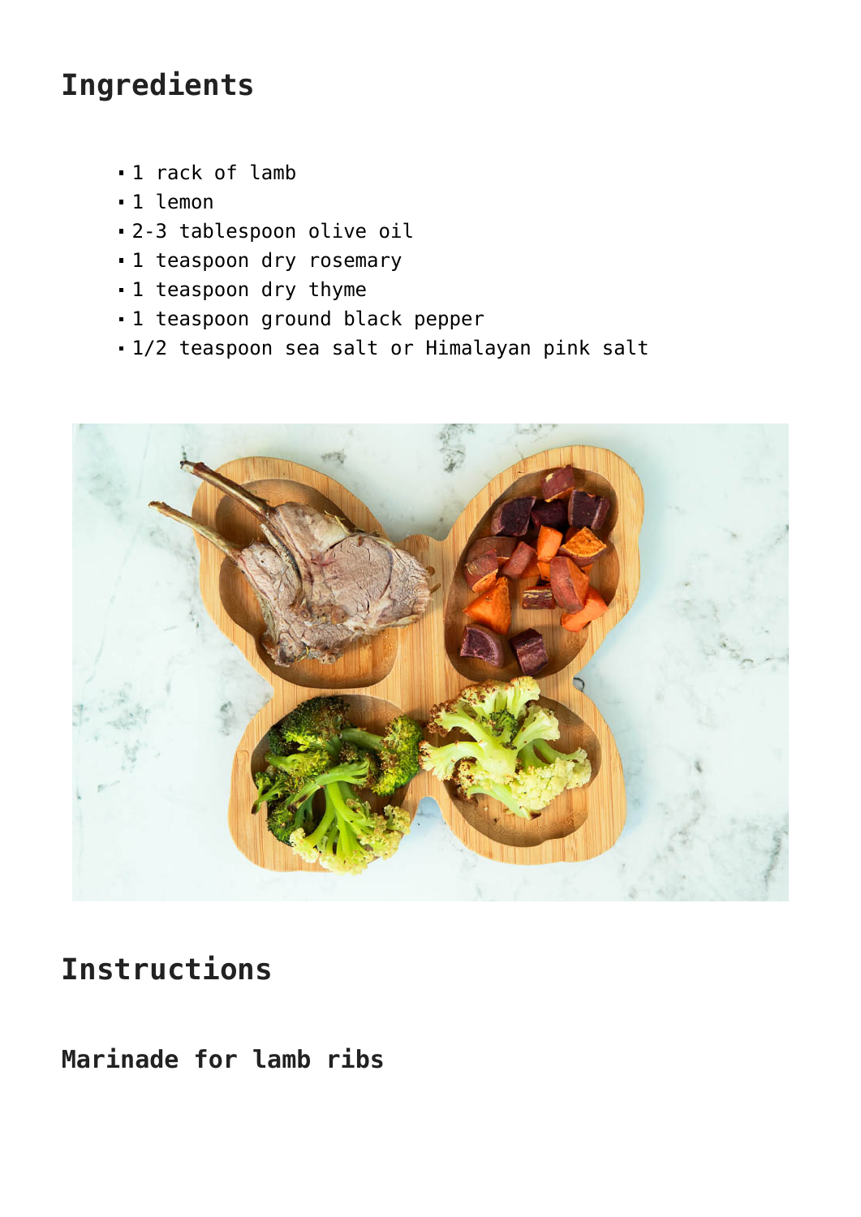## Ingredients

- 1 rack of lamb
- 1 lemon
- 2-3 tablespoon olive oil
- 1 teaspoon dry rosemary
- 1 teaspoon dry thyme
- 1 teaspoon ground black pepper
- 1/2 teaspoon sea salt or Himalayan pink salt

## Instructions

### Marinade for lamb ribs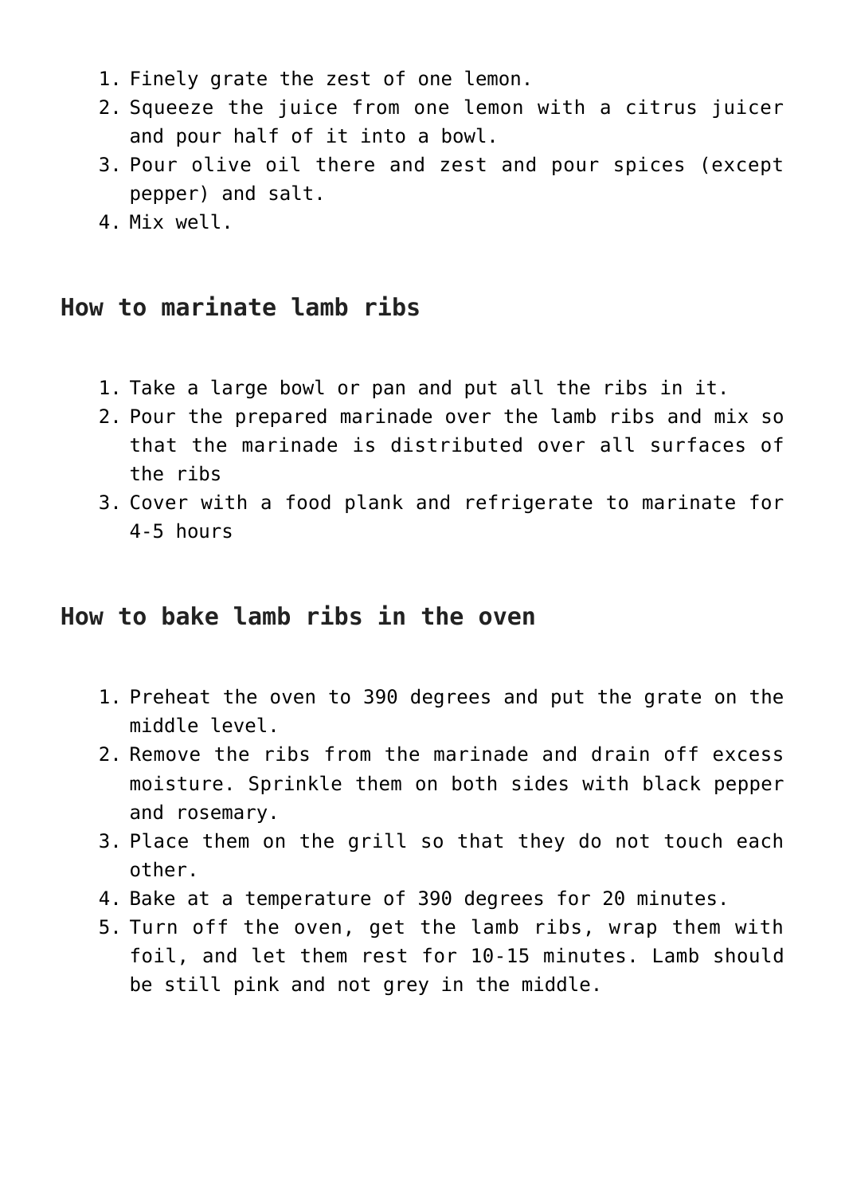1. Finely grate the zest of one lemon.
2. Squeeze the juice from one lemon with a citrus juicer and pour half of it into a bowl.
3. Pour olive oil there and zest and pour spices (except pepper) and salt.
4. Mix well.

## How to marinate lamb ribs

1. Take a large bowl or pan and put all the ribs in it.
2. Pour the prepared marinade over the lamb ribs and mix so that the marinade is distributed over all surfaces of the ribs
3. Cover with a food plank and refrigerate to marinate for 4-5 hours

## How to bake lamb ribs in the oven

1. Preheat the oven to 390 degrees and put the grate on the middle level.
2. Remove the ribs from the marinade and drain off excess moisture. Sprinkle them on both sides with black pepper and rosemary.
3. Place them on the grill so that they do not touch each other.
4. Bake at a temperature of 390 degrees for 20 minutes.
5. Turn off the oven, get the lamb ribs, wrap them with foil, and let them rest for 10-15 minutes. Lamb should be still pink and not grey in the middle.